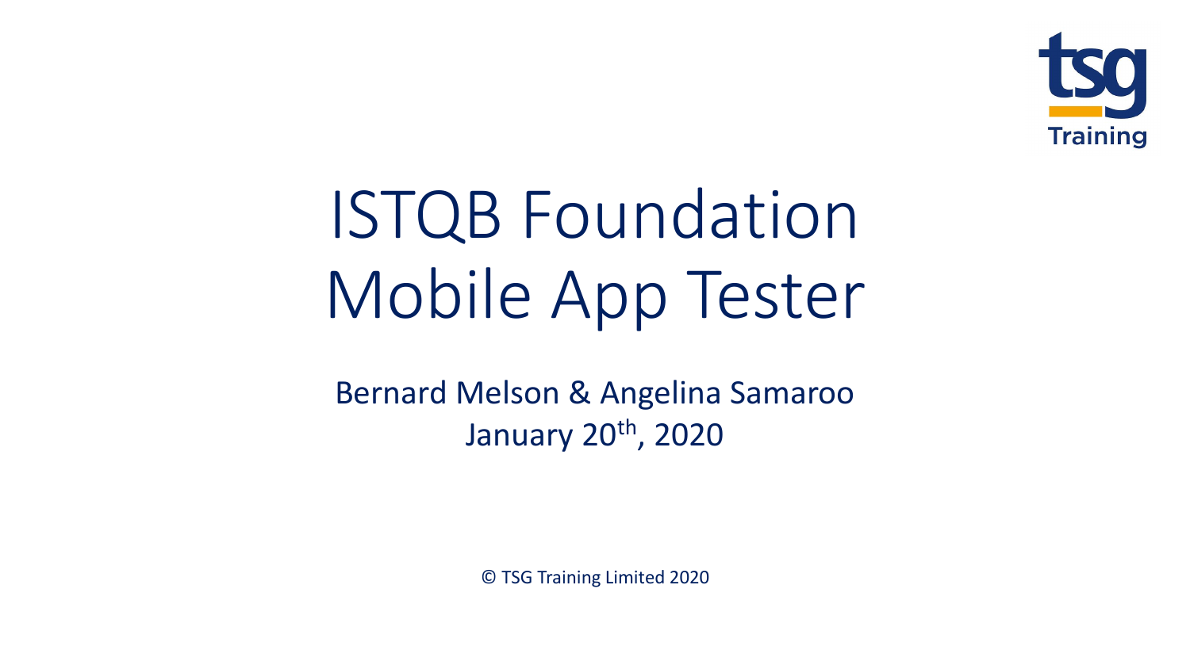# ISTQB Foundation Mobile App Tester

Bernard Melson & Angelina Samaroo

January 20th, 2020

© TSG Training Limited 2020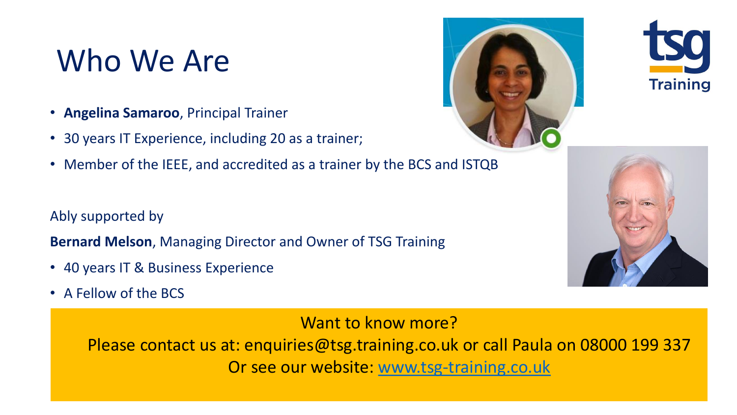# Who We Are

- **Angelina Samaroo**, Principal Trainer
- 30 years IT Experience, including 20 as a trainer;
- Member of the IEEE, and accredited as a trainer by the BCS and ISTQB

Ably supported by

**Bernard Melson**, Managing Director and Owner of TSG Training

- 40 years IT & Business Experience
- A Fellow of the BCS

Want to know more?

Please contact us at: enquiries@tsg.training.co.uk or call Paula on 08000 199 337

Or see our website: [www.tsg-training.co.uk](www.tsg-training.co.uk)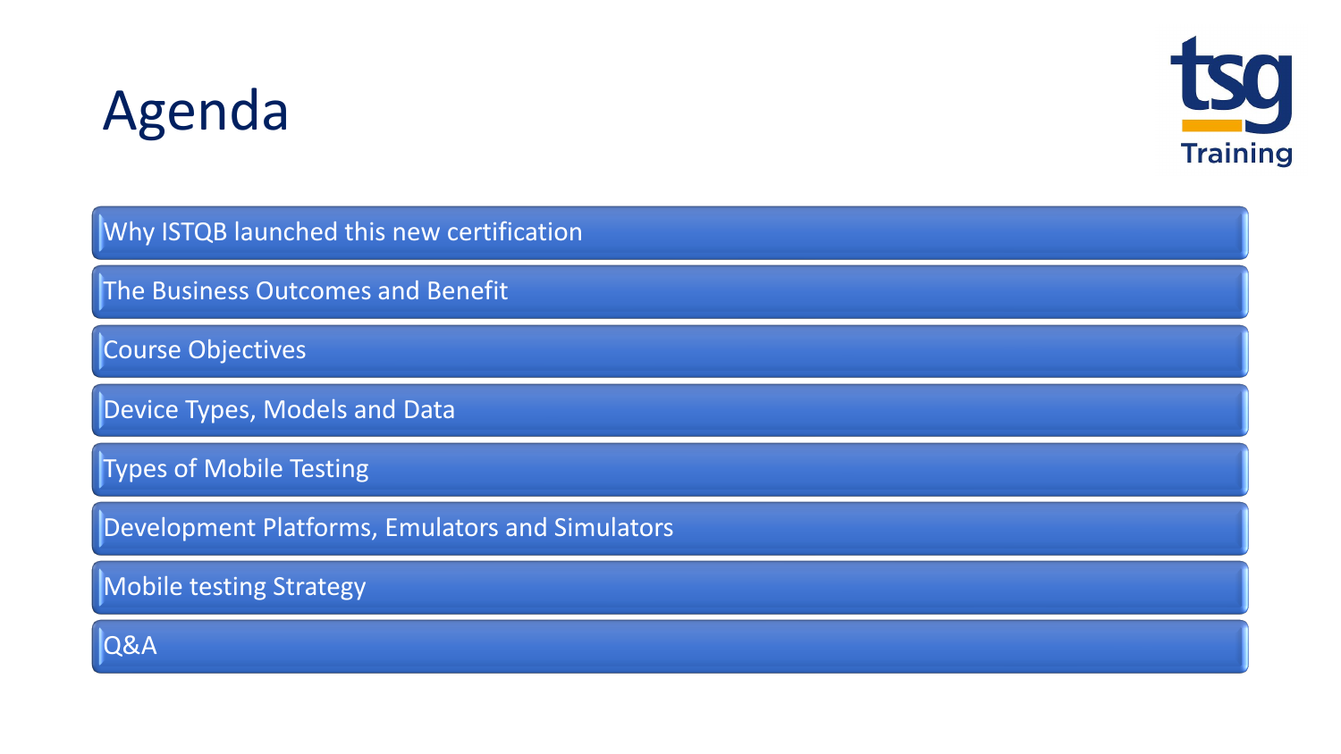# Agenda

tsg Training

- Why ISTQB launched this new certification
- The Business Outcomes and Benefit
- Course Objectives
- Device Types, Models and Data
- Types of Mobile Testing
- Development Platforms, Emulators and Simulators
- Mobile testing Strategy
- Q&A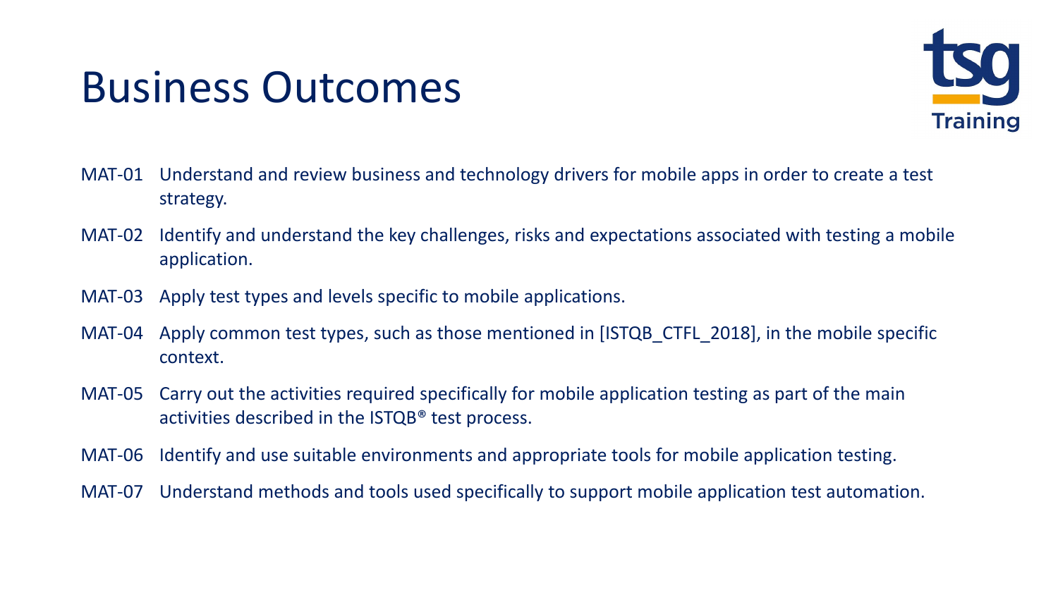# Business Outcomes

MAT-01 Understand and review business and technology drivers for mobile apps in order to create a test strategy.

MAT-02 Identify and understand the key challenges, risks and expectations associated with testing a mobile application.

MAT-03 Apply test types and levels specific to mobile applications.

MAT-04 Apply common test types, such as those mentioned in [ISTQB_CTFL_2018], in the mobile specific context.

MAT-05 Carry out the activities required specifically for mobile application testing as part of the main activities described in the ISTQB® test process.

MAT-06 Identify and use suitable environments and appropriate tools for mobile application testing.

MAT-07 Understand methods and tools used specifically to support mobile application test automation.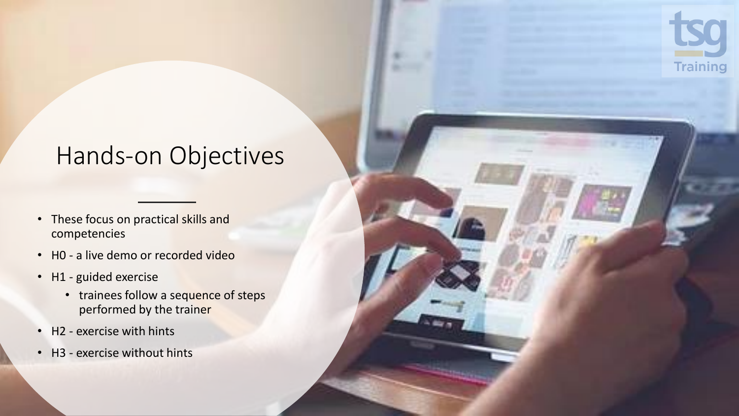# Hands-on Objectives

- These focus on practical skills and competencies
- H0 - a live demo or recorded video
- H1 - guided exercise
  - trainees follow a sequence of steps performed by the trainer
- H2 - exercise with hints
- H3 - exercise without hints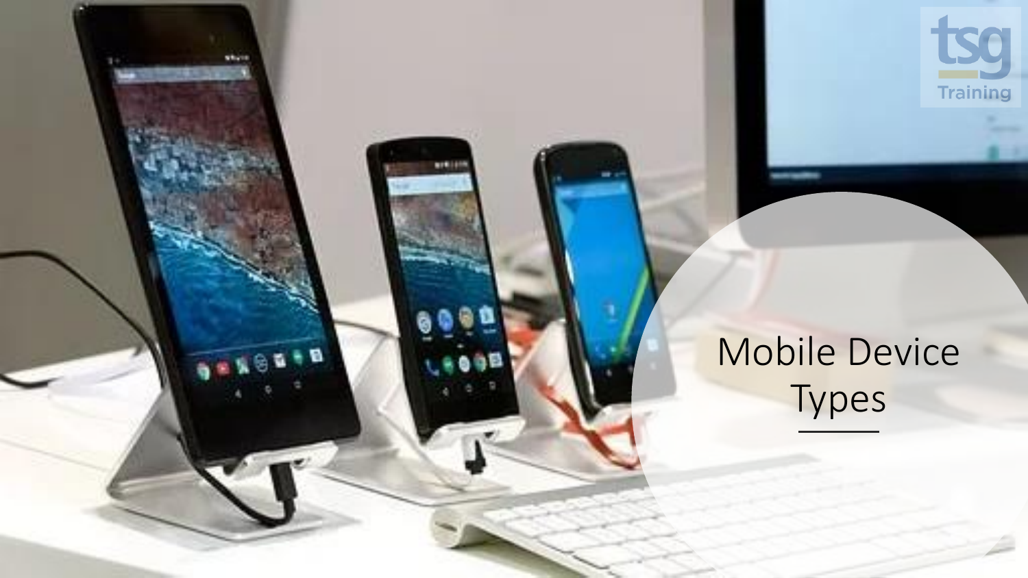# Mobile Device Types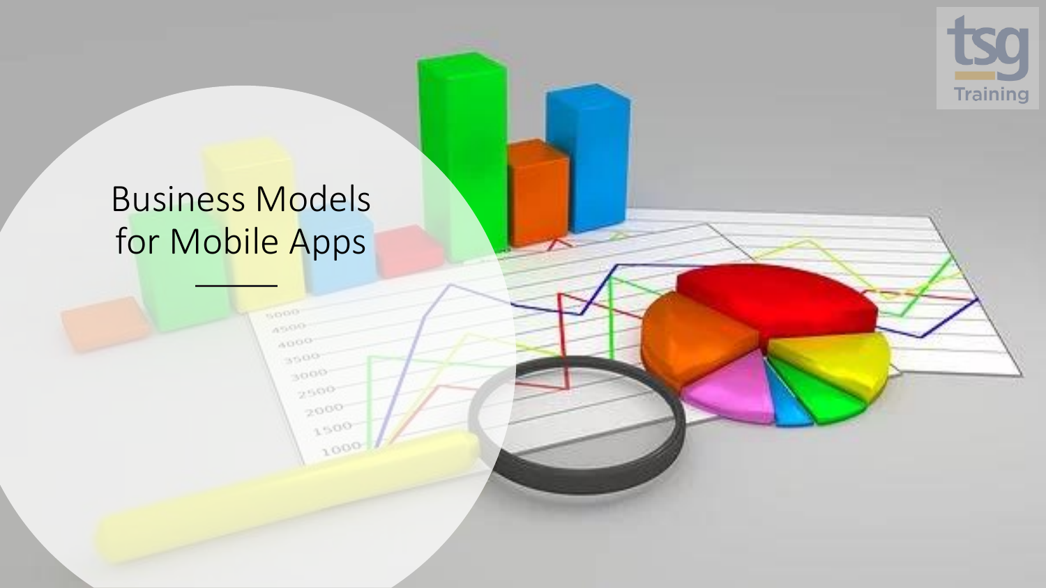# Business Models for Mobile Apps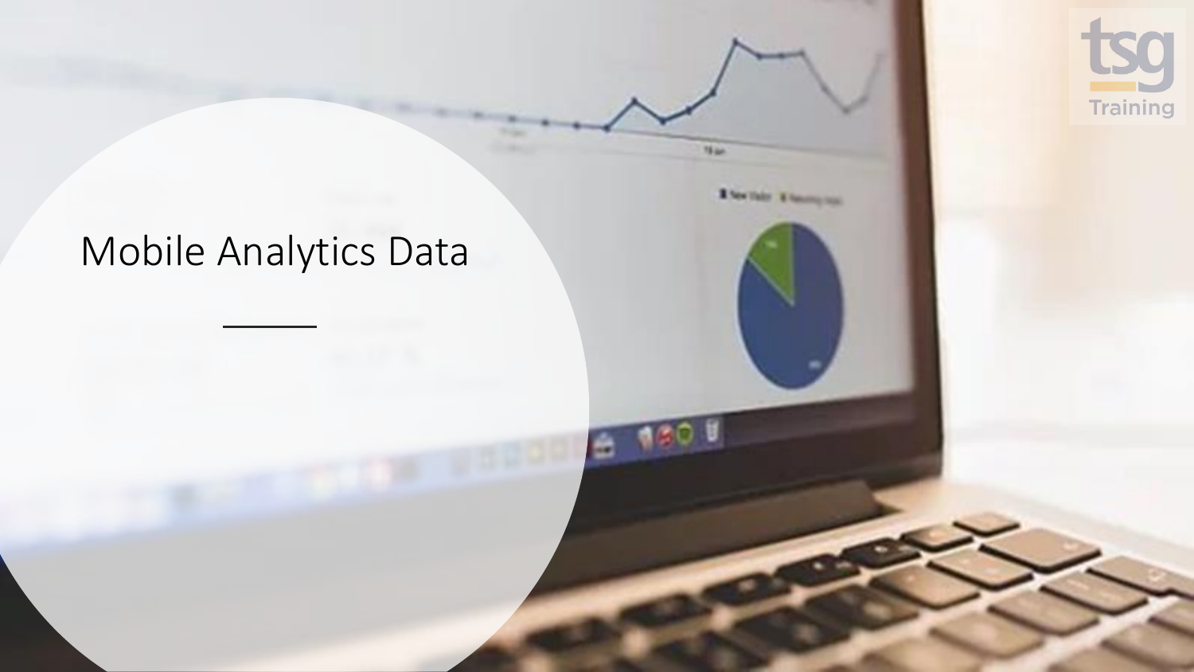# Mobile Analytics Data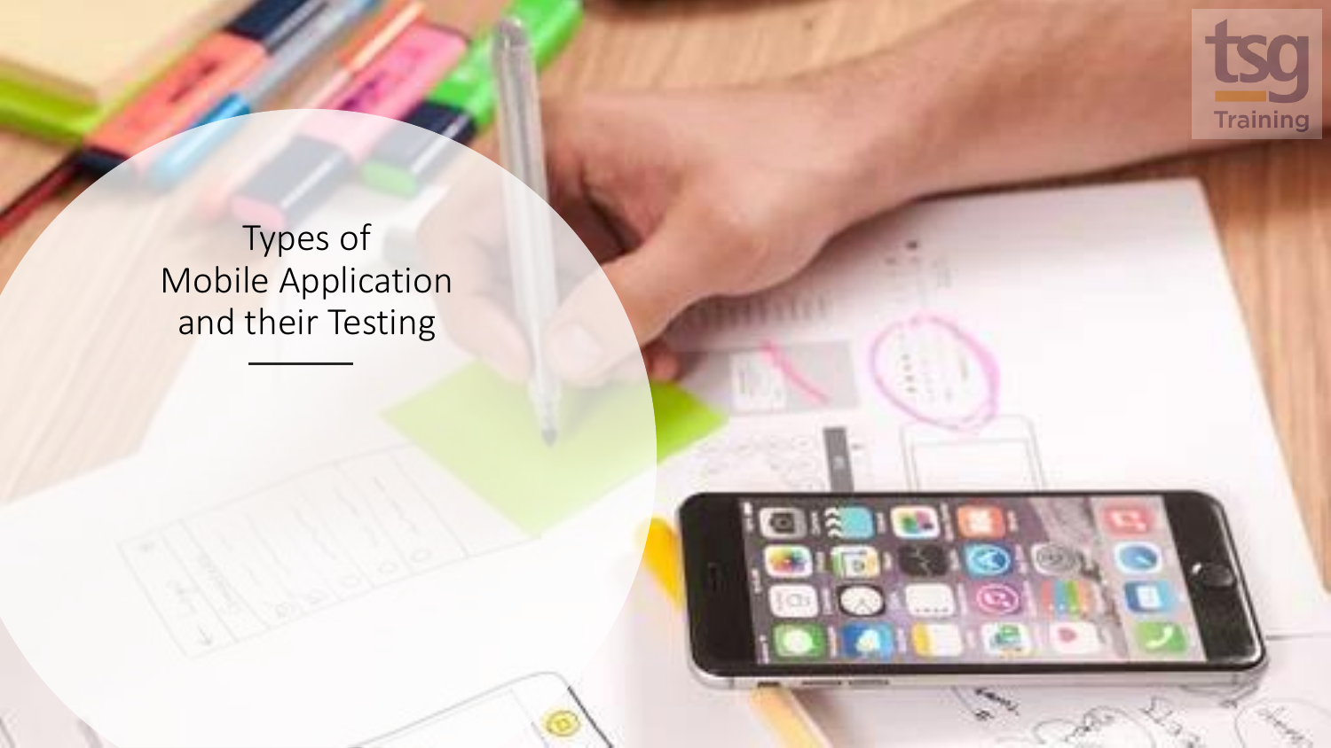# Types of Mobile Application and their Testing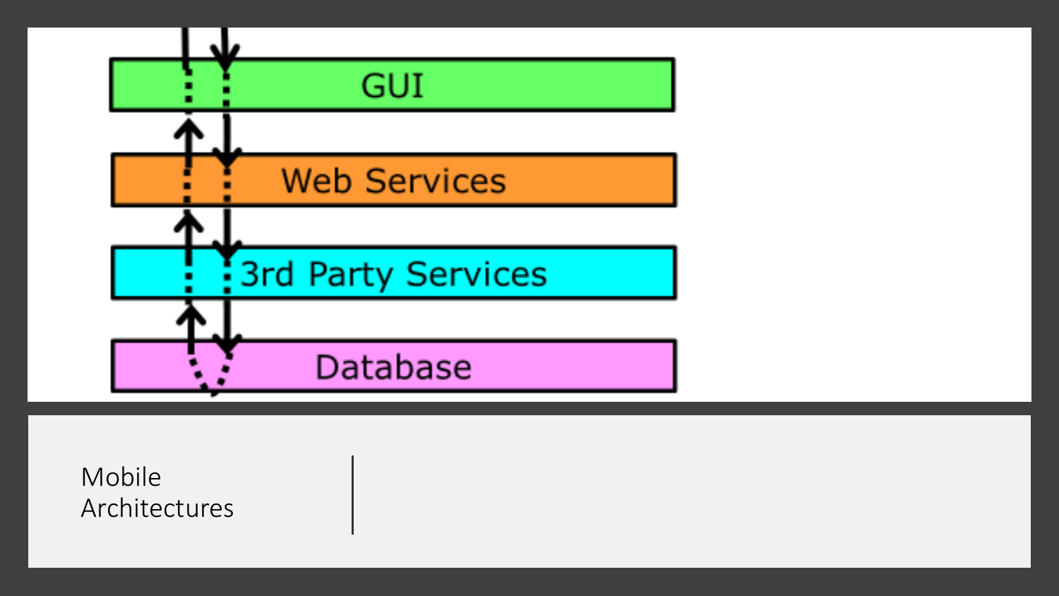GUI

Web Services

3rd Party Services

Database

# Mobile Architectures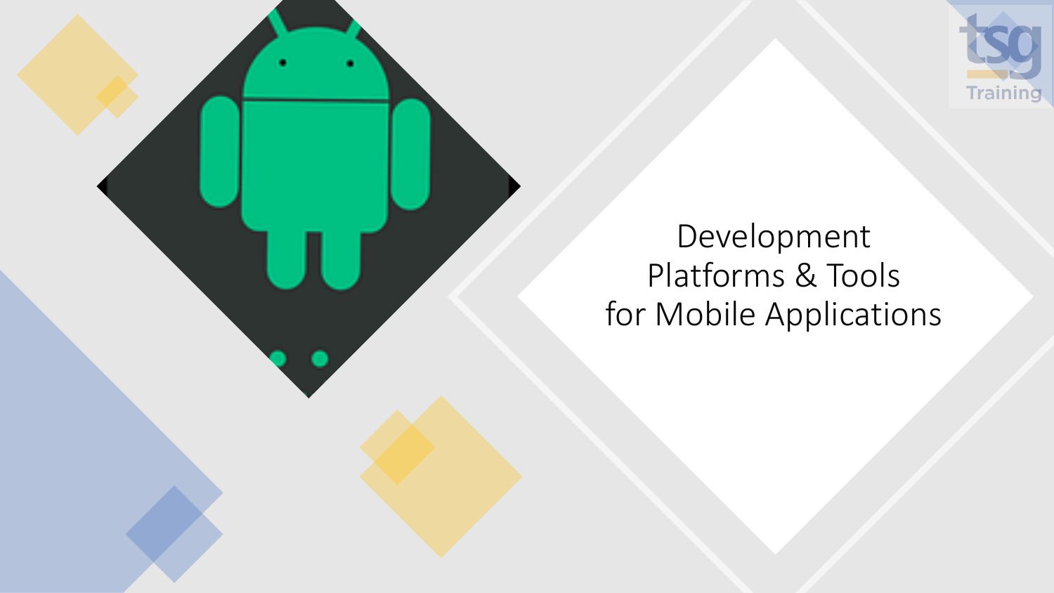# Development Platforms & Tools for Mobile Applications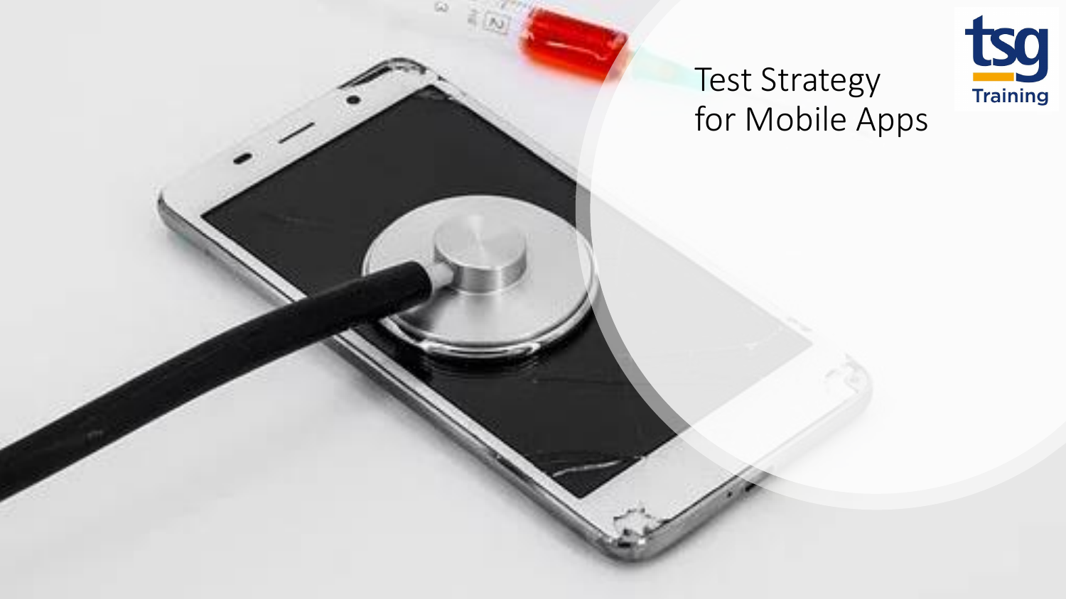# Test Strategy for Mobile Apps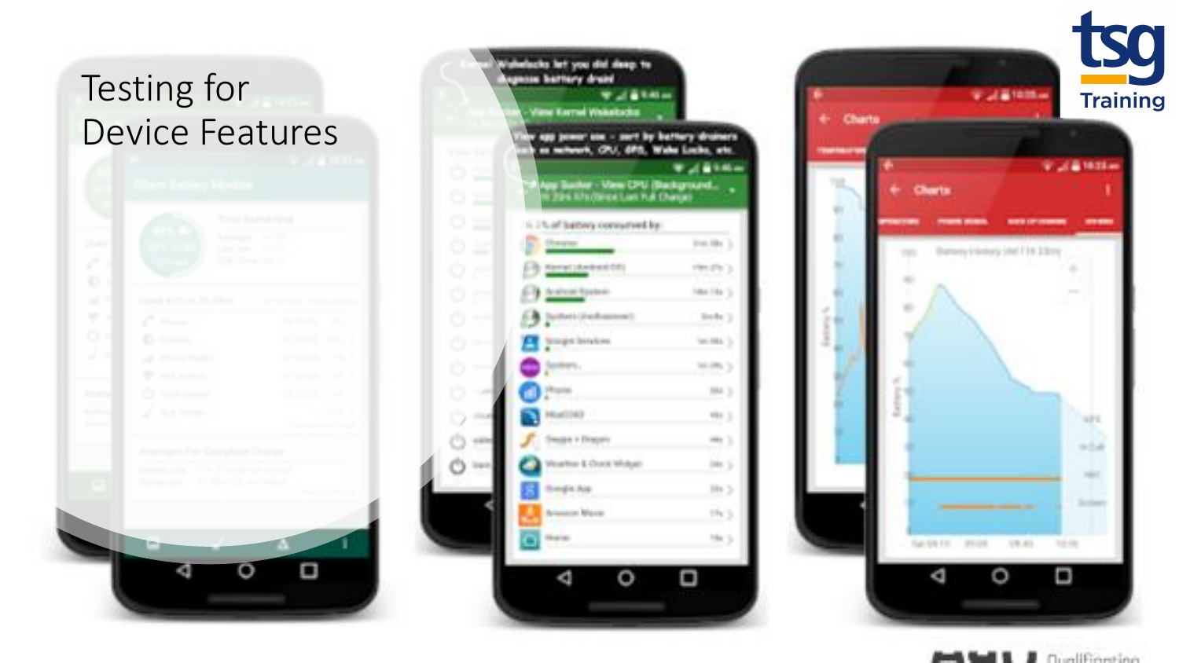# Testing for Device Features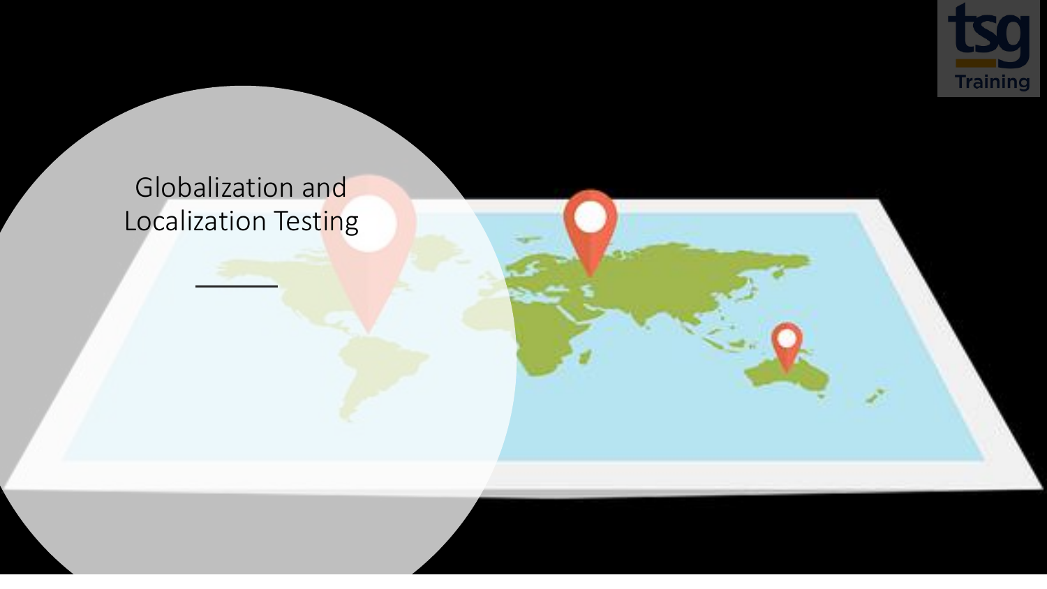# Globalization and Localization Testing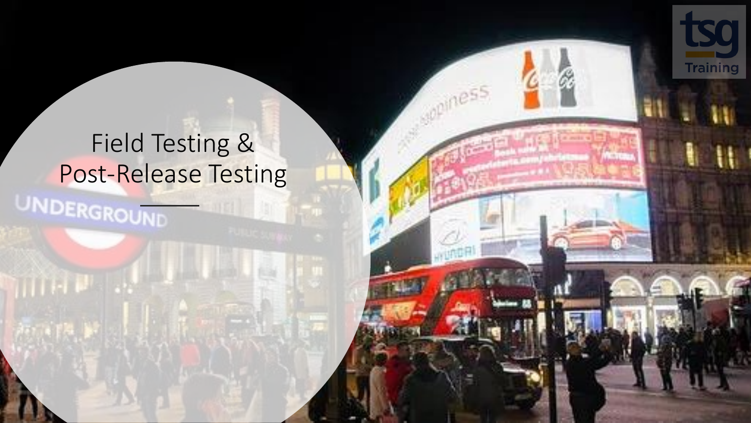# Field Testing & Post-Release Testing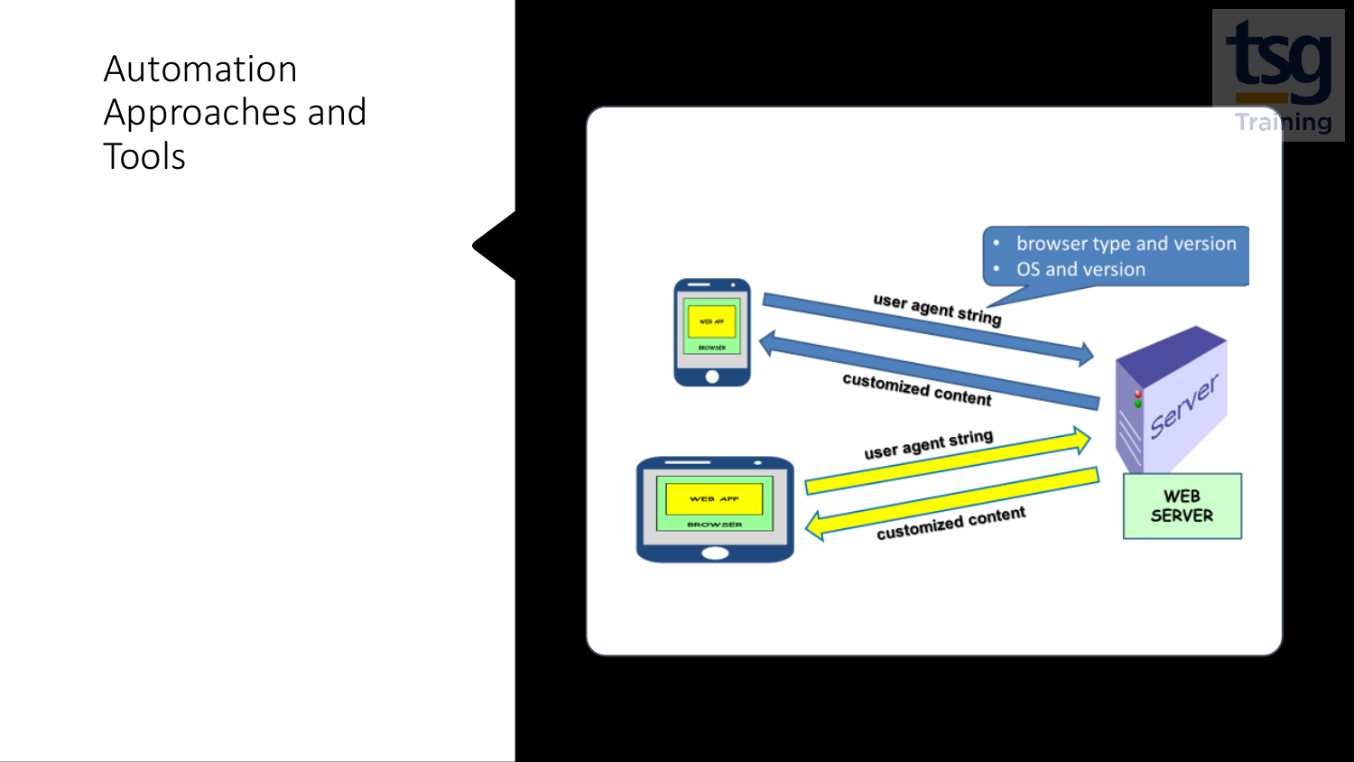# Automation Approaches and Tools

- browser type and version
- OS and version

user agent string

customized content

user agent string

customized content

WEB APP

BROWSER

Server

WEB SERVER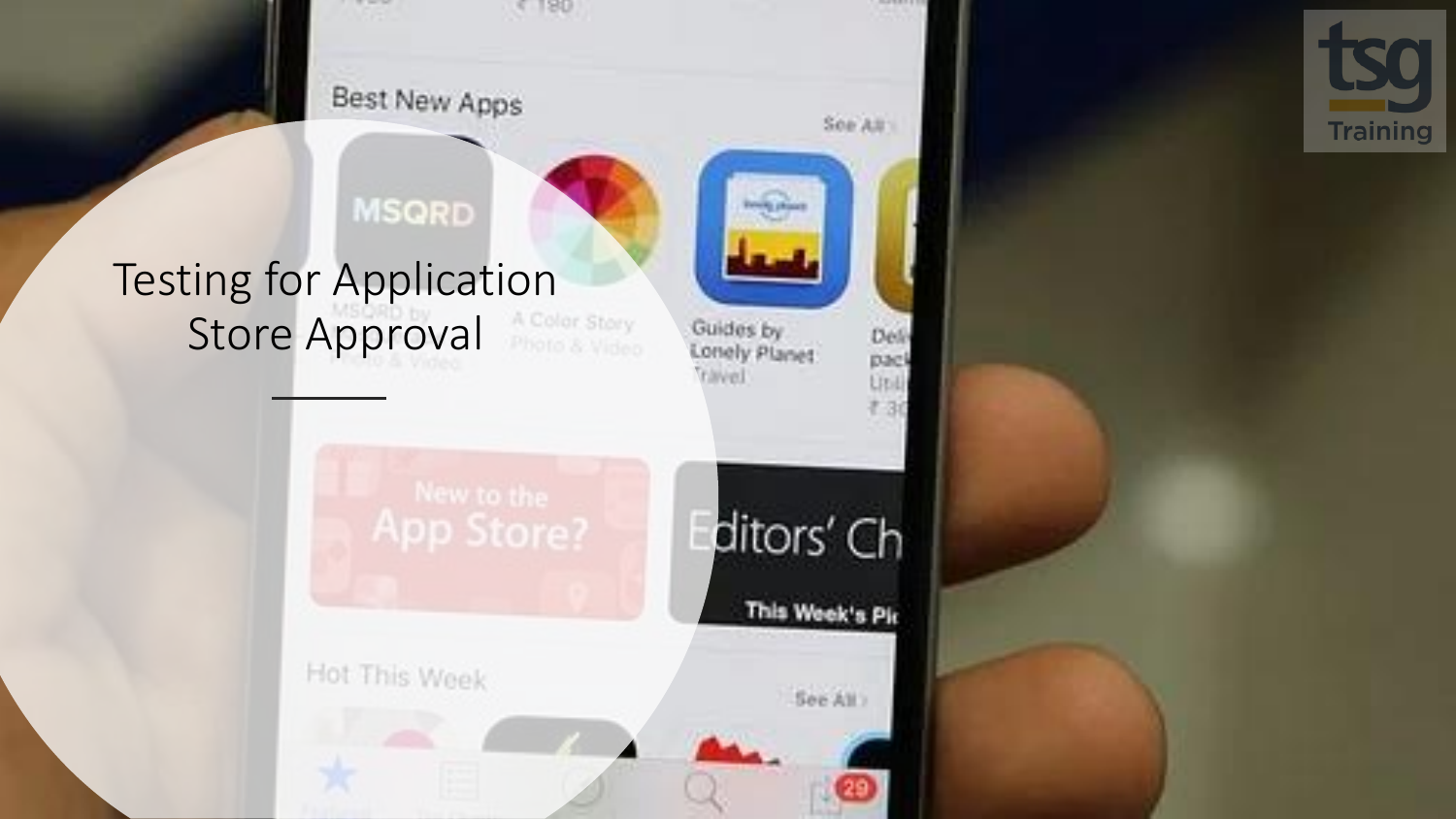# Testing for Application Store Approval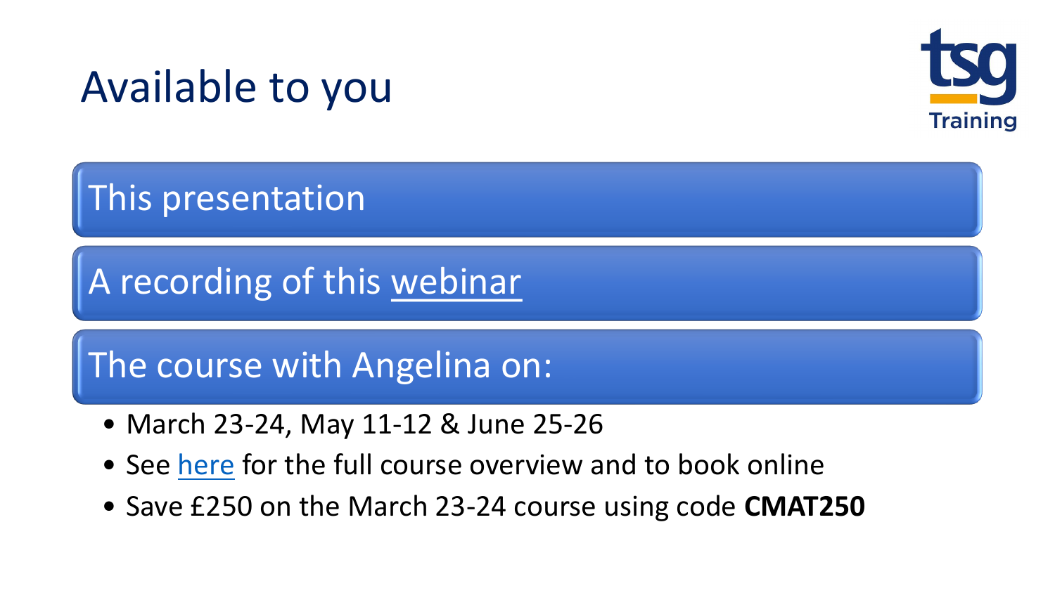# Available to you

tsg Training

This presentation

A recording of this webinar

The course with Angelina on:

- March 23-24, May 11-12 & June 25-26
- See here for the full course overview and to book online
- Save £250 on the March 23-24 course using code **CMAT250**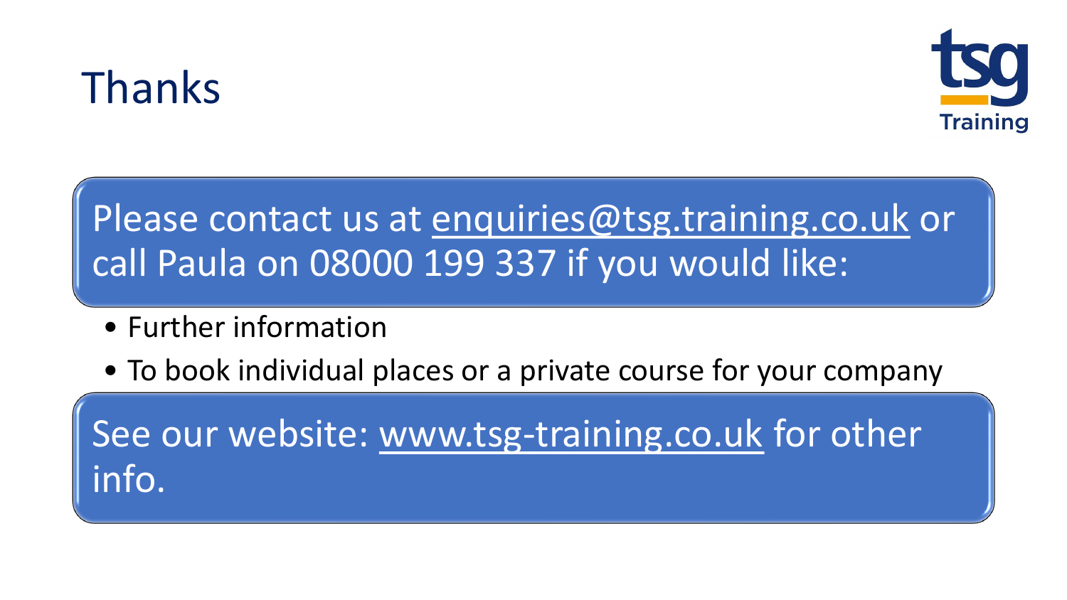# Thanks

tsg Training

Please contact us at enquiries@tsg.training.co.uk or call Paula on 08000 199 337 if you would like:

- Further information
- To book individual places or a private course for your company

See our website: www.tsg-training.co.uk for other info.